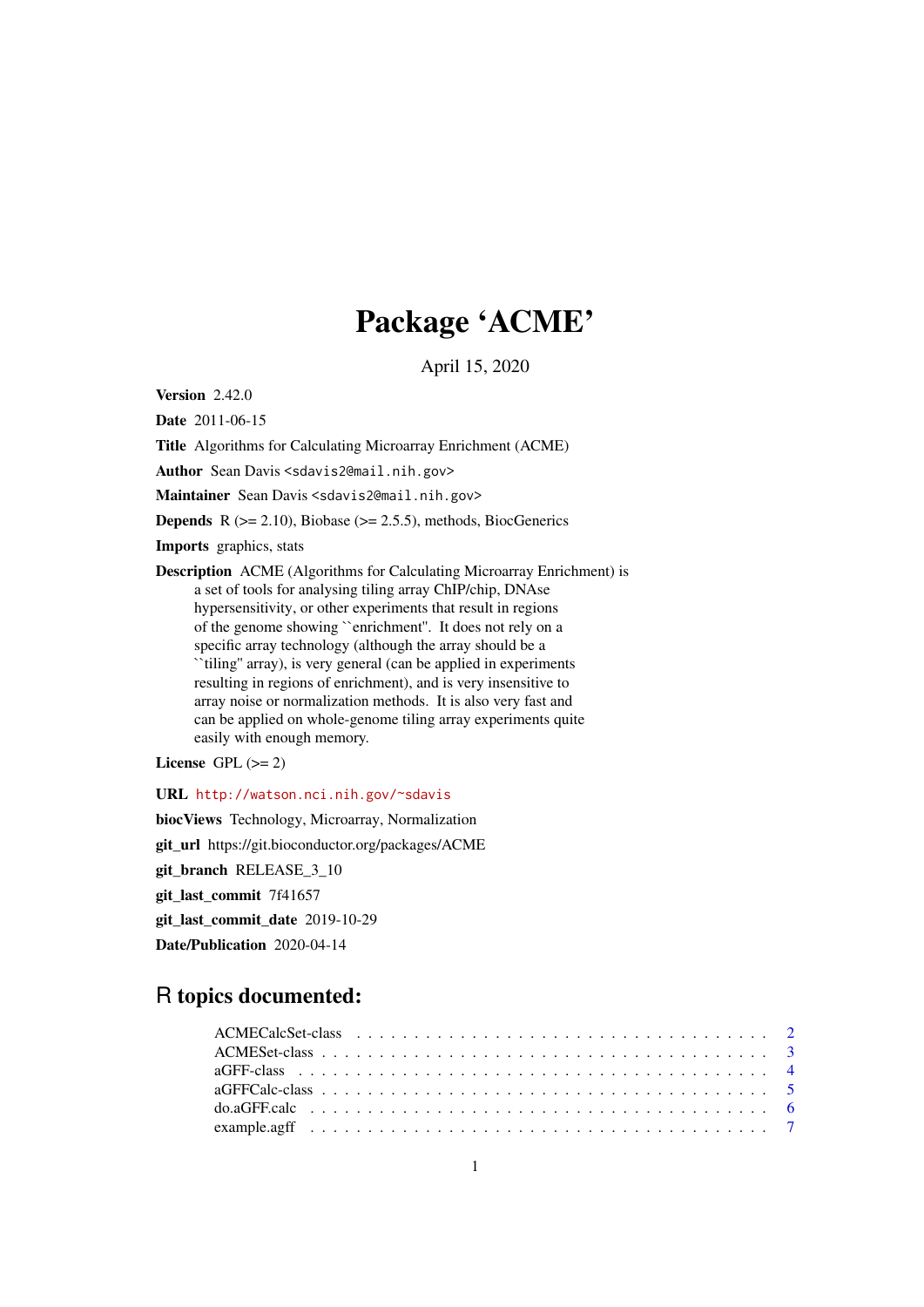# Package 'ACME'

April 15, 2020

**Version** 2.42.0

**Date** 2011-06-15

**Title** Algorithms for Calculating Microarray Enrichment (ACME)

**Author** Sean Davis <sdavis2@mail.nih.gov>

**Maintainer** Sean Davis <sdavis2@mail.nih.gov>

**Depends** R (>= 2.10), Biobase (>= 2.5.5), methods, BiocGenerics

**Imports** graphics, stats

**Description** ACME (Algorithms for Calculating Microarray Enrichment) is a set of tools for analysing tiling array ChIP/chip, DNAse hypersensitivity, or other experiments that result in regions of the genome showing ``enrichment''. It does not rely on a specific array technology (although the array should be a ``tiling'' array), is very general (can be applied in experiments resulting in regions of enrichment), and is very insensitive to array noise or normalization methods. It is also very fast and can be applied on whole-genome tiling array experiments quite easily with enough memory.

**License** GPL (>= 2)

**URL** http://watson.nci.nih.gov/~sdavis

**biocViews** Technology, Microarray, Normalization

**git_url** https://git.bioconductor.org/packages/ACME

**git_branch** RELEASE_3_10

**git_last_commit** 7f41657

**git_last_commit_date** 2019-10-29

**Date/Publication** 2020-04-14

## R topics documented:

| | |
|---|---|
| ACMECalcSet-class | 2 |
| ACMESet-class | 3 |
| aGFF-class | 4 |
| aGFFCalc-class | 5 |
| do.aGFF.calc | 6 |
| example.agff | 7 |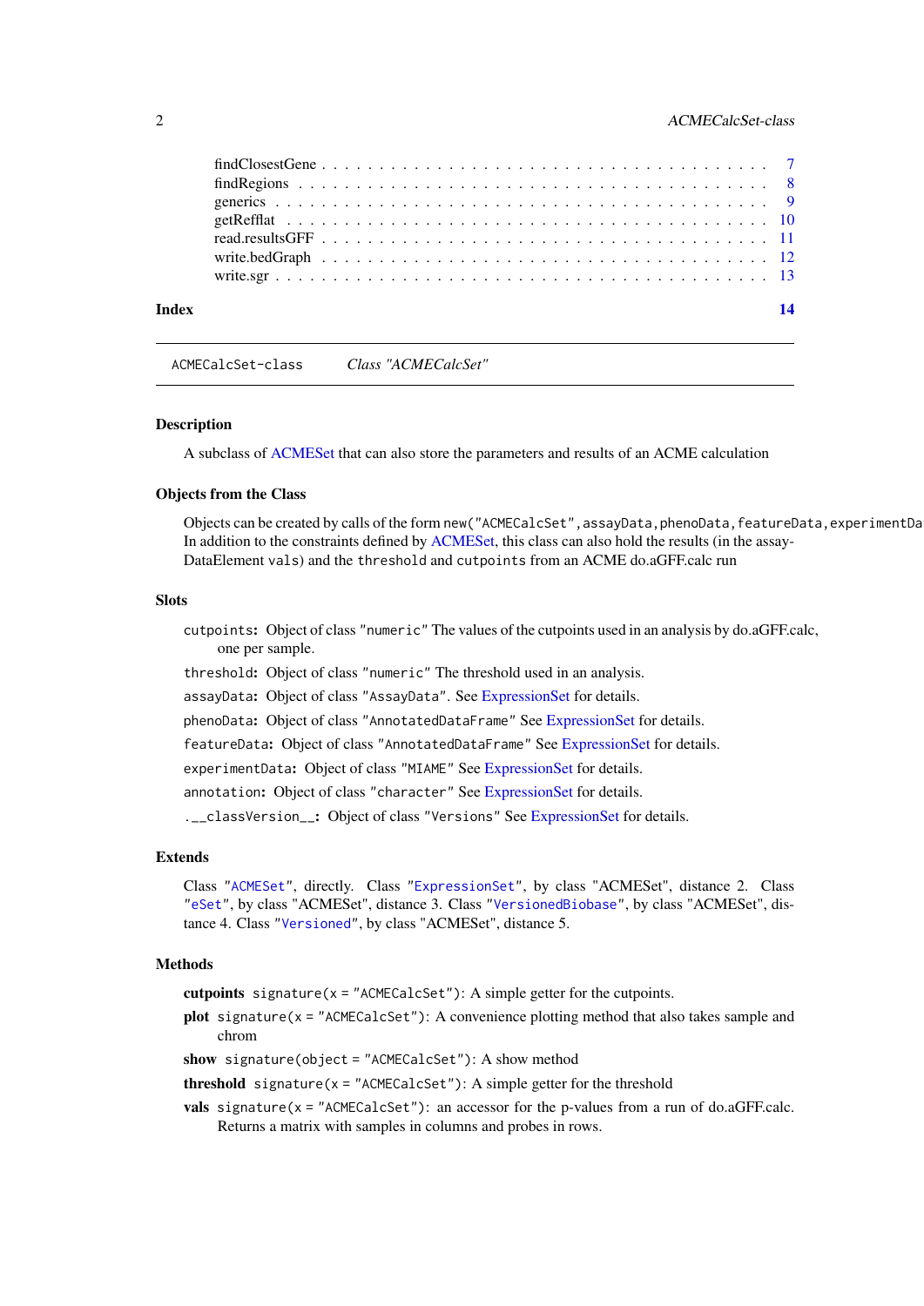findClosestGene . . . . . . . . . . . . . . . . . . . . . . . . . . . . . . . . . . . . . . 7
findRegions . . . . . . . . . . . . . . . . . . . . . . . . . . . . . . . . . . . . . . . . 8
generics . . . . . . . . . . . . . . . . . . . . . . . . . . . . . . . . . . . . . . . . . . 9
getRefflat . . . . . . . . . . . . . . . . . . . . . . . . . . . . . . . . . . . . . . . . . 10
read.resultsGFF . . . . . . . . . . . . . . . . . . . . . . . . . . . . . . . . . . . . . . 11
write.bedGraph . . . . . . . . . . . . . . . . . . . . . . . . . . . . . . . . . . . . . . . 12
write.sgr . . . . . . . . . . . . . . . . . . . . . . . . . . . . . . . . . . . . . . . . . . 13

**Index** 14

---

`ACMECalcSet-class` *Class "ACMECalcSet"*

---

### Description

A subclass of ACMESet that can also store the parameters and results of an ACME calculation

### Objects from the Class

Objects can be created by calls of the form `new("ACMECalcSet",assayData,phenoData,featureData,experimentDa` In addition to the constraints defined by ACMESet, this class can also hold the results (in the assayDataElement `vals`) and the `threshold` and `cutpoints` from an ACME do.aGFF.calc run

### Slots

- `cutpoints`: Object of class `"numeric"` The values of the cutpoints used in an analysis by do.aGFF.calc, one per sample.
- `threshold`: Object of class `"numeric"` The threshold used in an analysis.
- `assayData`: Object of class `"AssayData"`. See ExpressionSet for details.
- `phenoData`: Object of class `"AnnotatedDataFrame"` See ExpressionSet for details.
- `featureData`: Object of class `"AnnotatedDataFrame"` See ExpressionSet for details.
- `experimentData`: Object of class `"MIAME"` See ExpressionSet for details.
- `annotation`: Object of class `"character"` See ExpressionSet for details.
- `.__classVersion__`: Object of class `"Versions"` See ExpressionSet for details.

### Extends

Class `"ACMESet"`, directly. Class `"ExpressionSet"`, by class "ACMESet", distance 2. Class `"eSet"`, by class "ACMESet", distance 3. Class `"VersionedBiobase"`, by class "ACMESet", distance 4. Class `"Versioned"`, by class "ACMESet", distance 5.

### Methods

- **cutpoints** `signature(x = "ACMECalcSet")`: A simple getter for the cutpoints.
- **plot** `signature(x = "ACMECalcSet")`: A convenience plotting method that also takes sample and chrom
- **show** `signature(object = "ACMECalcSet")`: A show method
- **threshold** `signature(x = "ACMECalcSet")`: A simple getter for the threshold
- **vals** `signature(x = "ACMECalcSet")`: an accessor for the p-values from a run of do.aGFF.calc. Returns a matrix with samples in columns and probes in rows.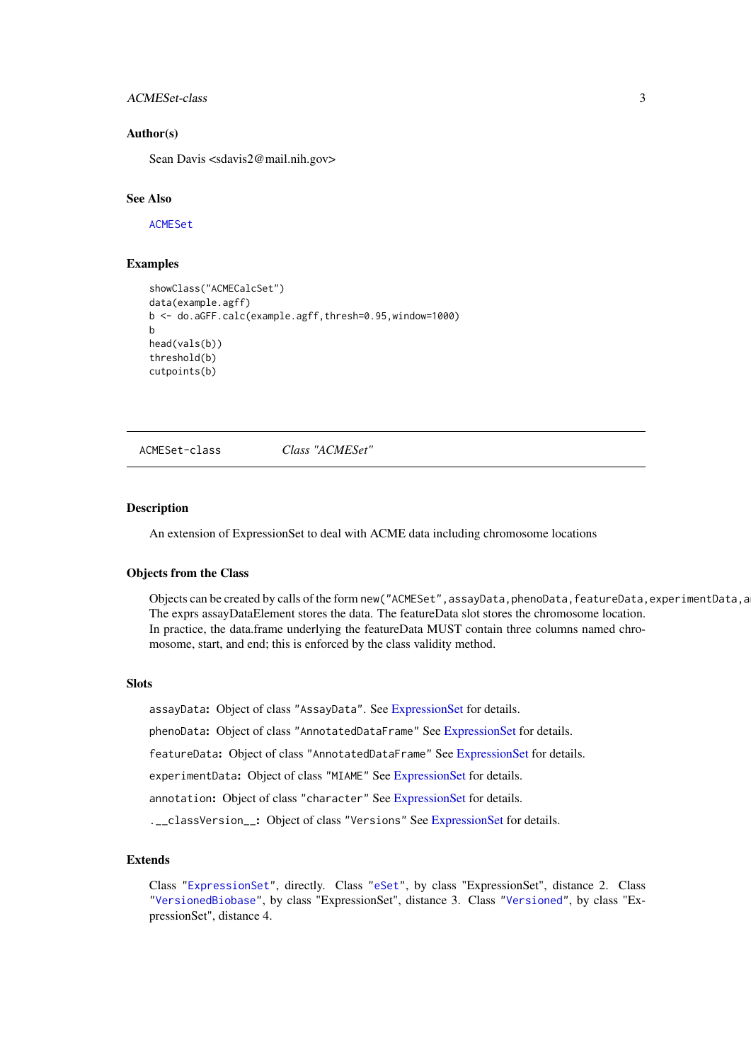## Author(s)

Sean Davis <sdavis2@mail.nih.gov>

## See Also

ACMESet

## Examples

```
showClass("ACMECalcSet")
data(example.agff)
b <- do.aGFF.calc(example.agff,thresh=0.95,window=1000)
b
head(vals(b))
threshold(b)
cutpoints(b)
```

---

ACMESet-class *Class "ACMESet"*

---

## Description

An extension of ExpressionSet to deal with ACME data including chromosome locations

## Objects from the Class

Objects can be created by calls of the form `new("ACMESet",assayData,phenoData,featureData,experimentData,a` The exprs assayDataElement stores the data. The featureData slot stores the chromosome location. In practice, the data.frame underlying the featureData MUST contain three columns named chromosome, start, and end; this is enforced by the class validity method.

## Slots

`assayData`**:** Object of class "AssayData". See ExpressionSet for details.

`phenoData`**:** Object of class "AnnotatedDataFrame" See ExpressionSet for details.

`featureData`**:** Object of class "AnnotatedDataFrame" See ExpressionSet for details.

`experimentData`**:** Object of class "MIAME" See ExpressionSet for details.

`annotation`**:** Object of class "character" See ExpressionSet for details.

`.__classVersion__`**:** Object of class "Versions" See ExpressionSet for details.

## Extends

Class "ExpressionSet", directly. Class "eSet", by class "ExpressionSet", distance 2. Class "VersionedBiobase", by class "ExpressionSet", distance 3. Class "Versioned", by class "ExpressionSet", distance 4.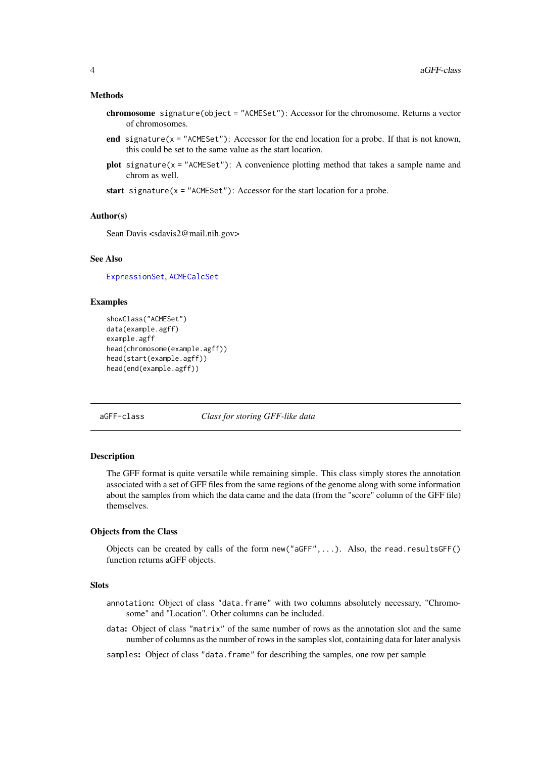### Methods

- **chromosome** `signature(object = "ACMESet")`: Accessor for the chromosome. Returns a vector of chromosomes.
- **end** `signature(x = "ACMESet")`: Accessor for the end location for a probe. If that is not known, this could be set to the same value as the start location.
- **plot** `signature(x = "ACMESet")`: A convenience plotting method that takes a sample name and chrom as well.
- **start** `signature(x = "ACMESet")`: Accessor for the start location for a probe.

### Author(s)

Sean Davis <sdavis2@mail.nih.gov>

### See Also

`ExpressionSet`, `ACMECalcSet`

### Examples

```
showClass("ACMESet")
data(example.agff)
example.agff
head(chromosome(example.agff))
head(start(example.agff))
head(end(example.agff))
```

---

## aGFF-class *Class for storing GFF-like data*

---

### Description

The GFF format is quite versatile while remaining simple. This class simply stores the annotation associated with a set of GFF files from the same regions of the genome along with some information about the samples from which the data came and the data (from the "score" column of the GFF file) themselves.

### Objects from the Class

Objects can be created by calls of the form `new("aGFF",...)`. Also, the `read.resultsGFF()` function returns aGFF objects.

### Slots

- `annotation`: Object of class `"data.frame"` with two columns absolutely necessary, "Chromosome" and "Location". Other columns can be included.
- `data`: Object of class `"matrix"` of the same number of rows as the annotation slot and the same number of columns as the number of rows in the samples slot, containing data for later analysis
- `samples`: Object of class `"data.frame"` for describing the samples, one row per sample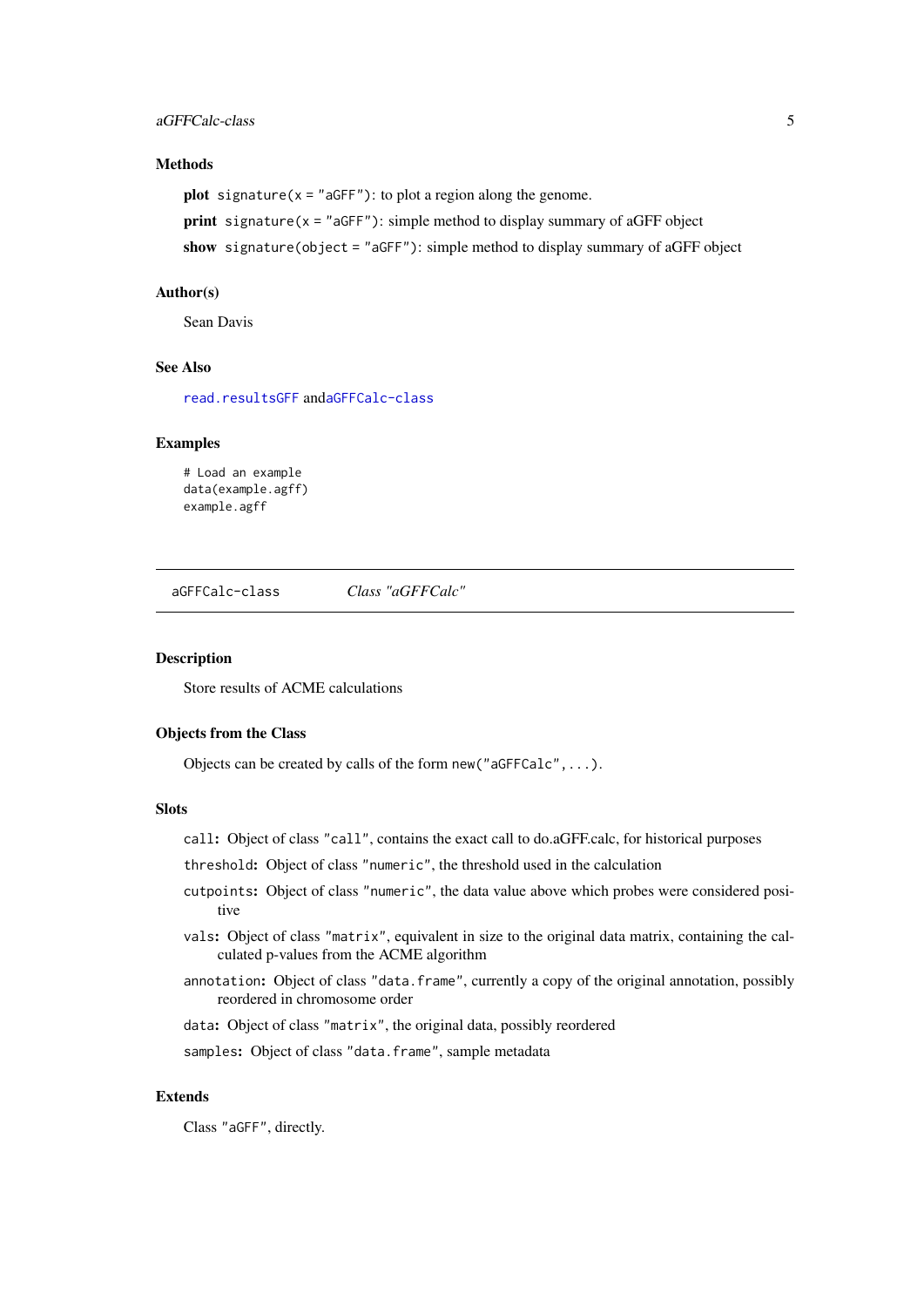### Methods

**plot** `signature(x = "aGFF")`: to plot a region along the genome.

**print** `signature(x = "aGFF")`: simple method to display summary of aGFF object

**show** `signature(object = "aGFF")`: simple method to display summary of aGFF object

### Author(s)

Sean Davis

### See Also

`read.resultsGFF` and`aGFFCalc-class`

### Examples

```
# Load an example
data(example.agff)
example.agff
```

---

## aGFFCalc-class — *Class "aGFFCalc"*

---

### Description

Store results of ACME calculations

### Objects from the Class

Objects can be created by calls of the form `new("aGFFCalc", ...)`.

### Slots

`call`: Object of class `"call"`, contains the exact call to do.aGFF.calc, for historical purposes

`threshold`: Object of class `"numeric"`, the threshold used in the calculation

`cutpoints`: Object of class `"numeric"`, the data value above which probes were considered positive

`vals`: Object of class `"matrix"`, equivalent in size to the original data matrix, containing the calculated p-values from the ACME algorithm

`annotation`: Object of class `"data.frame"`, currently a copy of the original annotation, possibly reordered in chromosome order

`data`: Object of class `"matrix"`, the original data, possibly reordered

`samples`: Object of class `"data.frame"`, sample metadata

### Extends

Class `"aGFF"`, directly.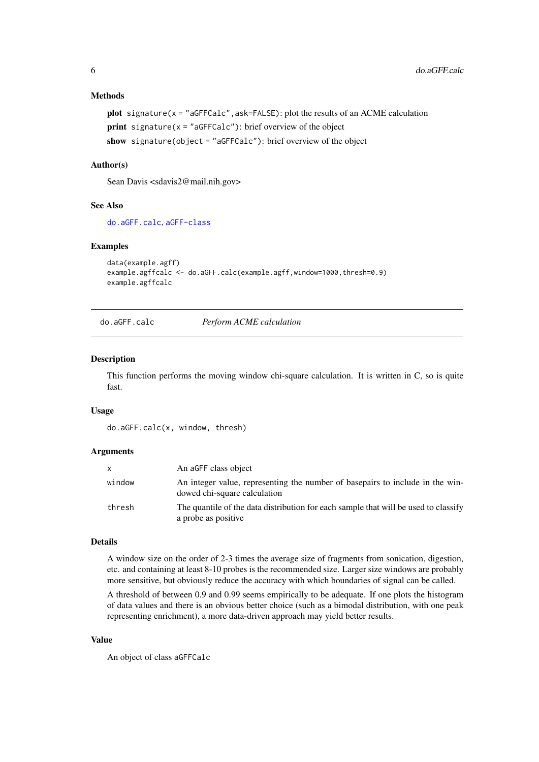### Methods

**plot** `signature(x = "aGFFCalc",ask=FALSE)`: plot the results of an ACME calculation

**print** `signature(x = "aGFFCalc")`: brief overview of the object

**show** `signature(object = "aGFFCalc")`: brief overview of the object

### Author(s)

Sean Davis <sdavis2@mail.nih.gov>

### See Also

`do.aGFF.calc`, `aGFF-class`

### Examples

```
data(example.agff)
example.agffcalc <- do.aGFF.calc(example.agff,window=1000,thresh=0.9)
example.agffcalc
```

---

## do.aGFF.calc — *Perform ACME calculation*

---

### Description

This function performs the moving window chi-square calculation. It is written in C, so is quite fast.

### Usage

```
do.aGFF.calc(x, window, thresh)
```

### Arguments

| | |
|---|---|
| `x` | An aGFF class object |
| `window` | An integer value, representing the number of basepairs to include in the windowed chi-square calculation |
| `thresh` | The quantile of the data distribution for each sample that will be used to classify a probe as positive |

### Details

A window size on the order of 2-3 times the average size of fragments from sonication, digestion, etc. and containing at least 8-10 probes is the recommended size. Larger size windows are probably more sensitive, but obviously reduce the accuracy with which boundaries of signal can be called.

A threshold of between 0.9 and 0.99 seems empirically to be adequate. If one plots the histogram of data values and there is an obvious better choice (such as a bimodal distribution, with one peak representing enrichment), a more data-driven approach may yield better results.

### Value

An object of class `aGFFCalc`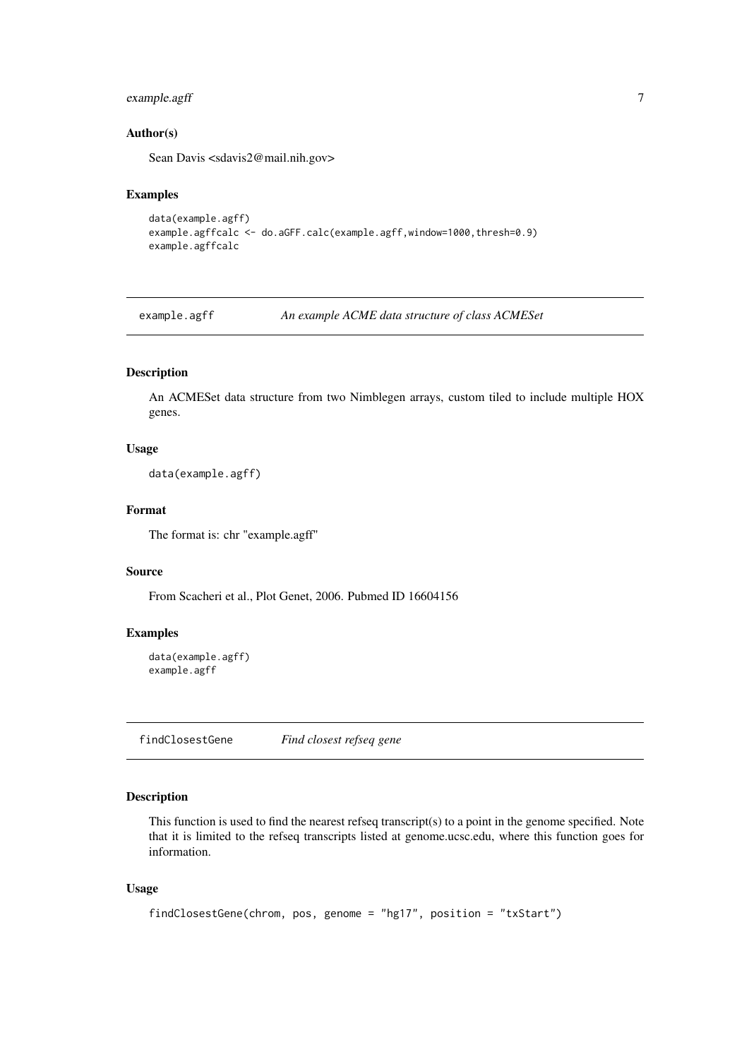### Author(s)

Sean Davis <sdavis2@mail.nih.gov>

### Examples

```
data(example.agff)
example.agffcalc <- do.aGFF.calc(example.agff,window=1000,thresh=0.9)
example.agffcalc
```

## example.agff *An example ACME data structure of class ACMESet*

### Description

An ACMESet data structure from two Nimblegen arrays, custom tiled to include multiple HOX genes.

### Usage

```
data(example.agff)
```

### Format

The format is: chr "example.agff"

### Source

From Scacheri et al., Plot Genet, 2006. Pubmed ID 16604156

### Examples

```
data(example.agff)
example.agff
```

## findClosestGene *Find closest refseq gene*

### Description

This function is used to find the nearest refseq transcript(s) to a point in the genome specified. Note that it is limited to the refseq transcripts listed at genome.ucsc.edu, where this function goes for information.

### Usage

```
findClosestGene(chrom, pos, genome = "hg17", position = "txStart")
```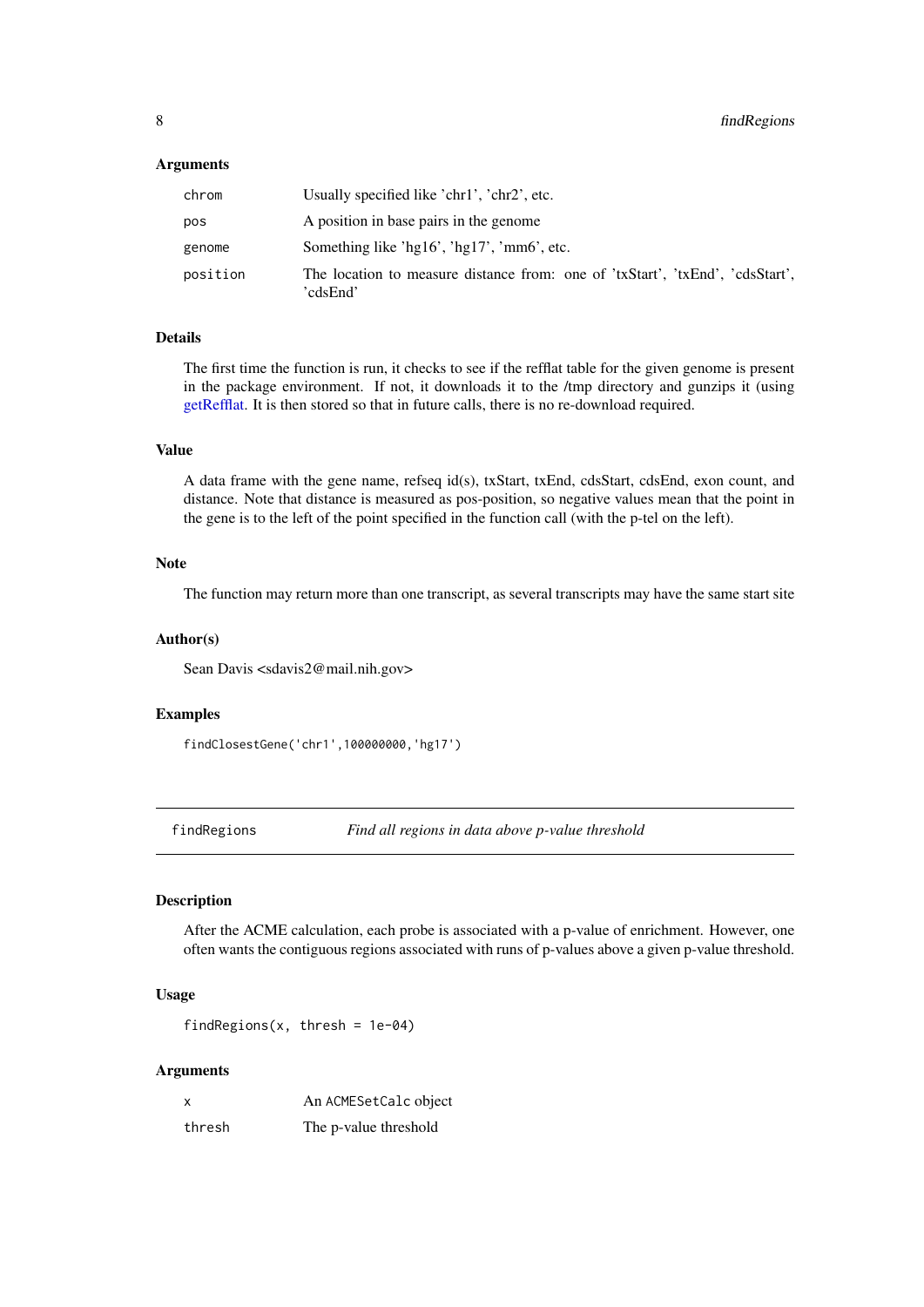### Arguments

| | |
|---|---|
| chrom | Usually specified like 'chr1', 'chr2', etc. |
| pos | A position in base pairs in the genome |
| genome | Something like 'hg16', 'hg17', 'mm6', etc. |
| position | The location to measure distance from: one of 'txStart', 'txEnd', 'cdsStart', 'cdsEnd' |

### Details

The first time the function is run, it checks to see if the refflat table for the given genome is present in the package environment. If not, it downloads it to the /tmp directory and gunzips it (using getRefflat. It is then stored so that in future calls, there is no re-download required.

### Value

A data frame with the gene name, refseq id(s), txStart, txEnd, cdsStart, cdsEnd, exon count, and distance. Note that distance is measured as pos-position, so negative values mean that the point in the gene is to the left of the point specified in the function call (with the p-tel on the left).

### Note

The function may return more than one transcript, as several transcripts may have the same start site

### Author(s)

Sean Davis <sdavis2@mail.nih.gov>

### Examples

```
findClosestGene('chr1',100000000,'hg17')
```

---

## findRegions — *Find all regions in data above p-value threshold*

---

### Description

After the ACME calculation, each probe is associated with a p-value of enrichment. However, one often wants the contiguous regions associated with runs of p-values above a given p-value threshold.

### Usage

```
findRegions(x, thresh = 1e-04)
```

### Arguments

| | |
|---|---|
| x | An ACMESetCalc object |
| thresh | The p-value threshold |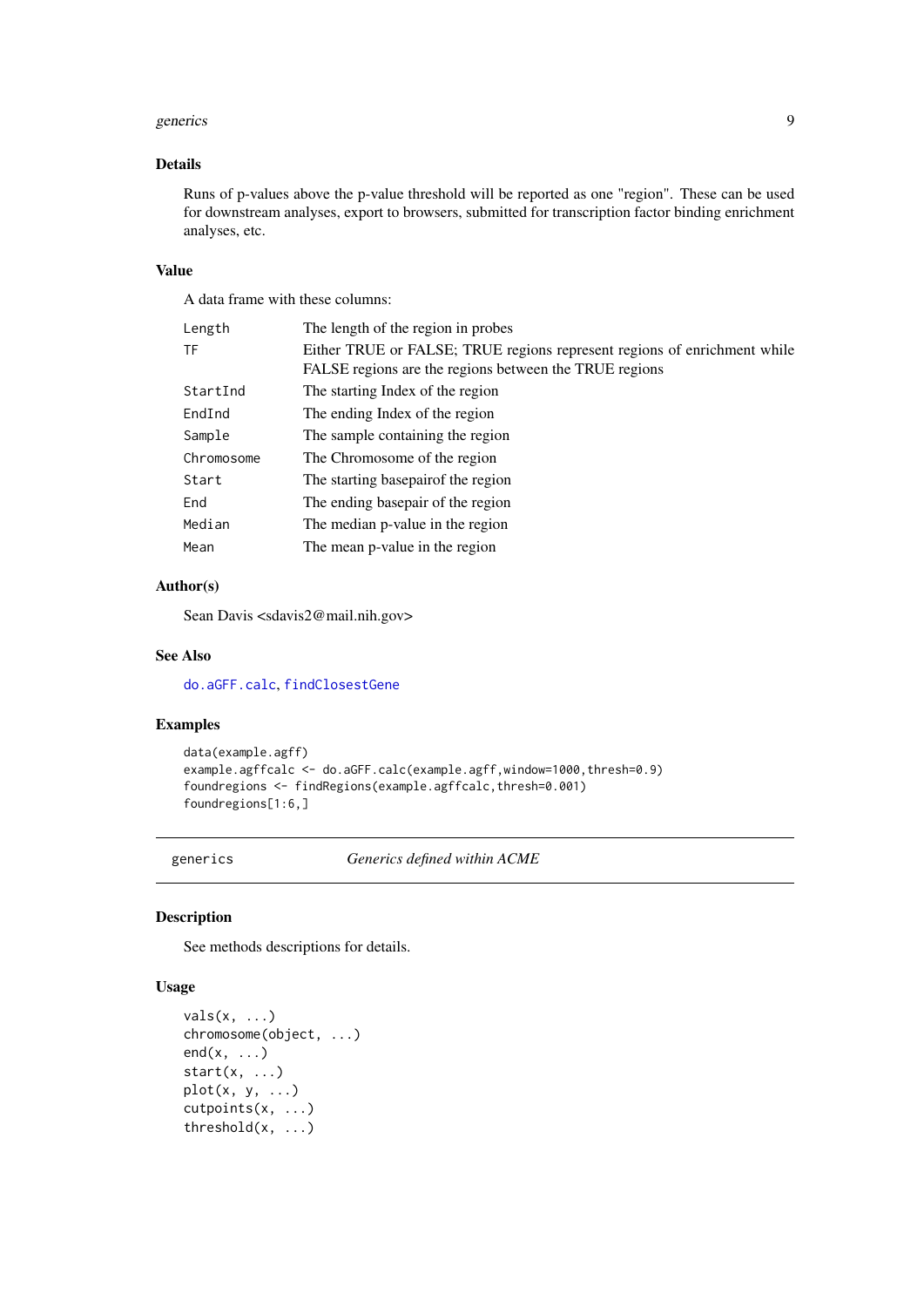### Details

Runs of p-values above the p-value threshold will be reported as one "region". These can be used for downstream analyses, export to browsers, submitted for transcription factor binding enrichment analyses, etc.

### Value

A data frame with these columns:

| | |
|---|---|
| `Length` | The length of the region in probes |
| `TF` | Either TRUE or FALSE; TRUE regions represent regions of enrichment while FALSE regions are the regions between the TRUE regions |
| `StartInd` | The starting Index of the region |
| `EndInd` | The ending Index of the region |
| `Sample` | The sample containing the region |
| `Chromosome` | The Chromosome of the region |
| `Start` | The starting basepairof the region |
| `End` | The ending basepair of the region |
| `Median` | The median p-value in the region |
| `Mean` | The mean p-value in the region |

### Author(s)

Sean Davis <sdavis2@mail.nih.gov>

### See Also

`do.aGFF.calc`, `findClosestGene`

### Examples

```
data(example.agff)
example.agffcalc <- do.aGFF.calc(example.agff,window=1000,thresh=0.9)
foundregions <- findRegions(example.agffcalc,thresh=0.001)
foundregions[1:6,]
```

---

## generics — *Generics defined within ACME*

### Description

See methods descriptions for details.

### Usage

```
vals(x, ...)
chromosome(object, ...)
end(x, ...)
start(x, ...)
plot(x, y, ...)
cutpoints(x, ...)
threshold(x, ...)
```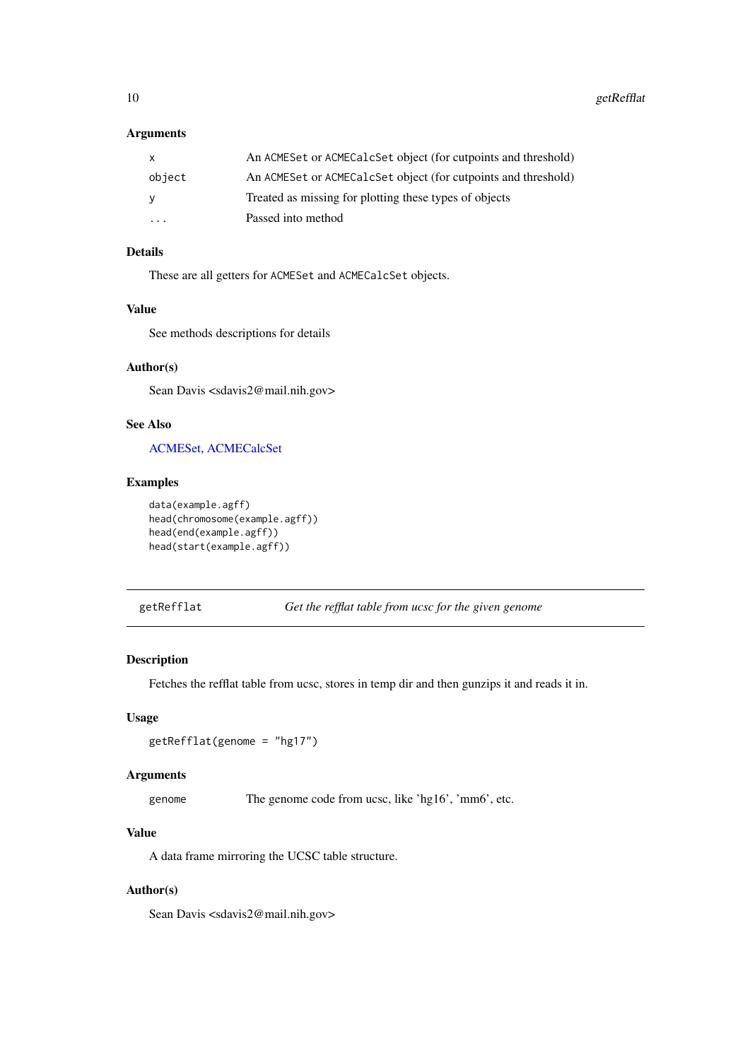### Arguments

| | |
|---|---|
| x | An `ACMESet` or `ACMECalcSet` object (for cutpoints and threshold) |
| object | An `ACMESet` or `ACMECalcSet` object (for cutpoints and threshold) |
| y | Treated as missing for plotting these types of objects |
| ... | Passed into method |

### Details

These are all getters for `ACMESet` and `ACMECalcSet` objects.

### Value

See methods descriptions for details

### Author(s)

Sean Davis <sdavis2@mail.nih.gov>

### See Also

ACMESet, ACMECalcSet

### Examples

```
data(example.agff)
head(chromosome(example.agff))
head(end(example.agff))
head(start(example.agff))
```

---

## getRefflat &nbsp;&nbsp;&nbsp;&nbsp; *Get the refflat table from ucsc for the given genome*

---

### Description

Fetches the refflat table from ucsc, stores in temp dir and then gunzips it and reads it in.

### Usage

```
getRefflat(genome = "hg17")
```

### Arguments

| | |
|---|---|
| genome | The genome code from ucsc, like 'hg16', 'mm6', etc. |

### Value

A data frame mirroring the UCSC table structure.

### Author(s)

Sean Davis <sdavis2@mail.nih.gov>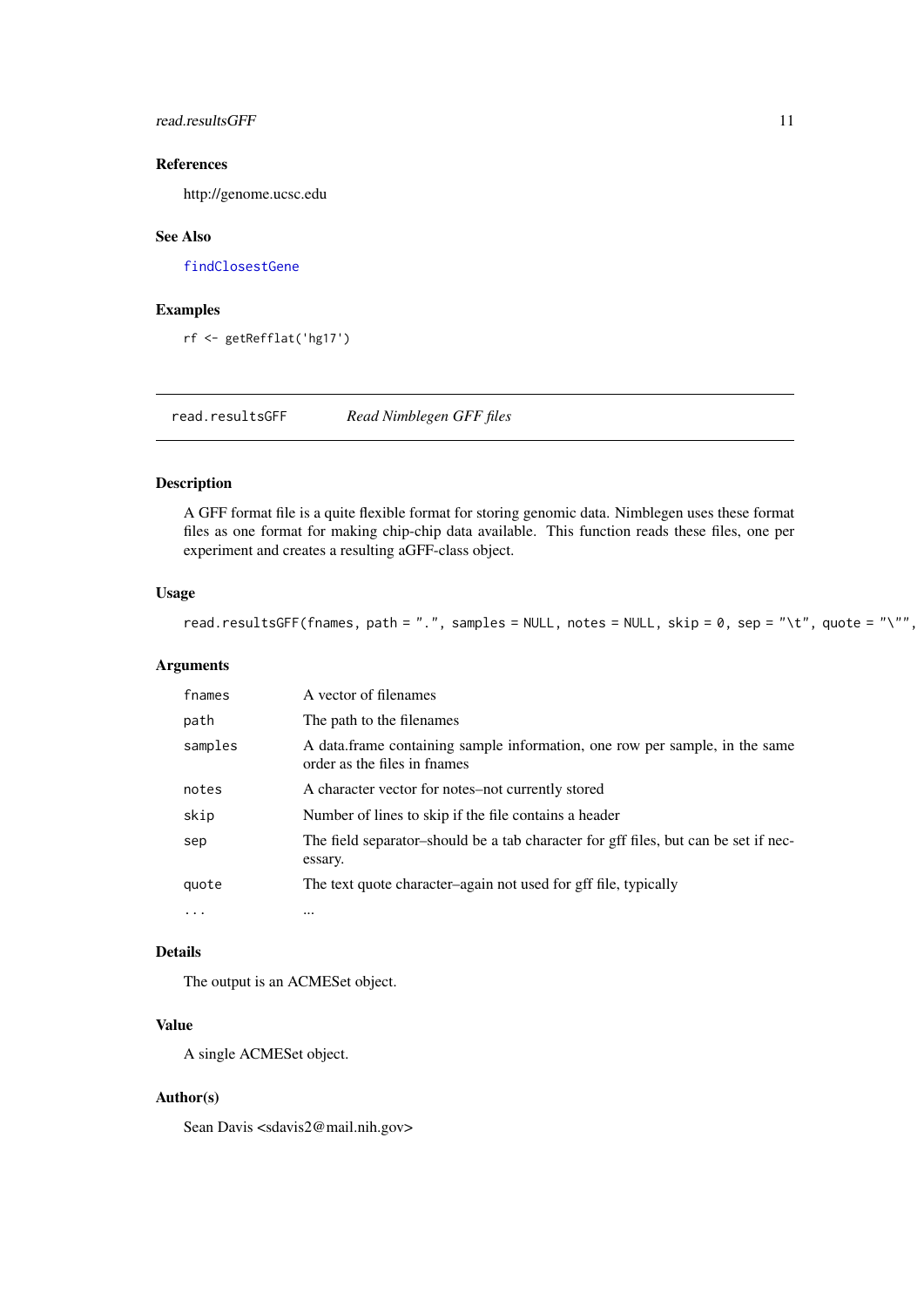### References

http://genome.ucsc.edu

### See Also

`findClosestGene`

### Examples

```
rf <- getRefflat('hg17')
```

---

## read.resultsGFF — *Read Nimblegen GFF files*

### Description

A GFF format file is a quite flexible format for storing genomic data. Nimblegen uses these format files as one format for making chip-chip data available. This function reads these files, one per experiment and creates a resulting aGFF-class object.

### Usage

```
read.resultsGFF(fnames, path = ".", samples = NULL, notes = NULL, skip = 0, sep = "\t", quote = "\"",
```

### Arguments

| | |
|---|---|
| `fnames` | A vector of filenames |
| `path` | The path to the filenames |
| `samples` | A data.frame containing sample information, one row per sample, in the same order as the files in fnames |
| `notes` | A character vector for notes–not currently stored |
| `skip` | Number of lines to skip if the file contains a header |
| `sep` | The field separator–should be a tab character for gff files, but can be set if necessary. |
| `quote` | The text quote character–again not used for gff file, typically |
| `...` | ... |

### Details

The output is an ACMESet object.

### Value

A single ACMESet object.

### Author(s)

Sean Davis <sdavis2@mail.nih.gov>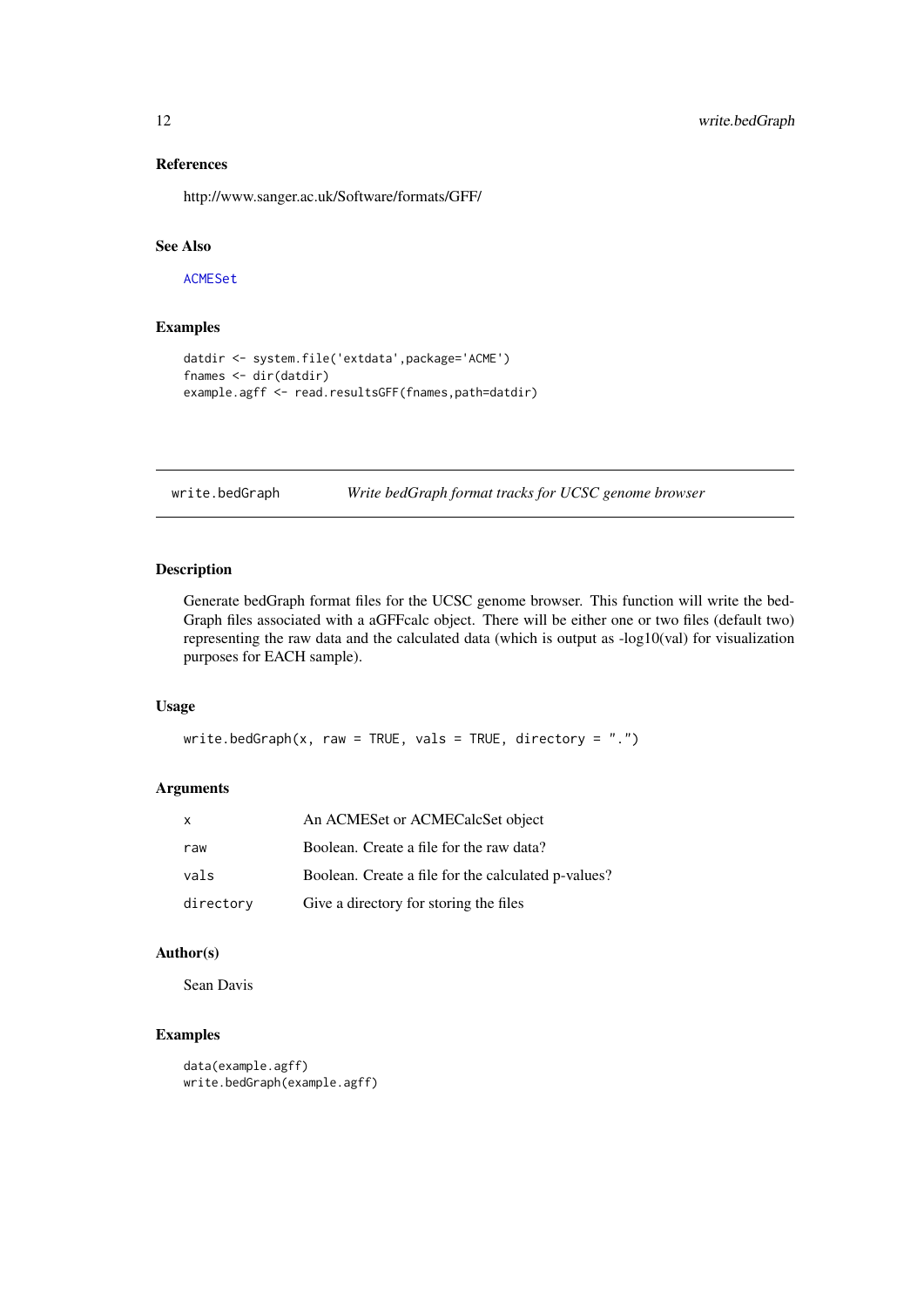### References

http://www.sanger.ac.uk/Software/formats/GFF/

### See Also

ACMESet

### Examples

```
datdir <- system.file('extdata',package='ACME')
fnames <- dir(datdir)
example.agff <- read.resultsGFF(fnames,path=datdir)
```

---

## write.bedGraph — *Write bedGraph format tracks for UCSC genome browser*

---

### Description

Generate bedGraph format files for the UCSC genome browser. This function will write the bedGraph files associated with a aGFFcalc object. There will be either one or two files (default two) representing the raw data and the calculated data (which is output as -log10(val) for visualization purposes for EACH sample).

### Usage

```
write.bedGraph(x, raw = TRUE, vals = TRUE, directory = ".")
```

### Arguments

| | |
|---|---|
| `x` | An ACMESet or ACMECalcSet object |
| `raw` | Boolean. Create a file for the raw data? |
| `vals` | Boolean. Create a file for the calculated p-values? |
| `directory` | Give a directory for storing the files |

### Author(s)

Sean Davis

### Examples

```
data(example.agff)
write.bedGraph(example.agff)
```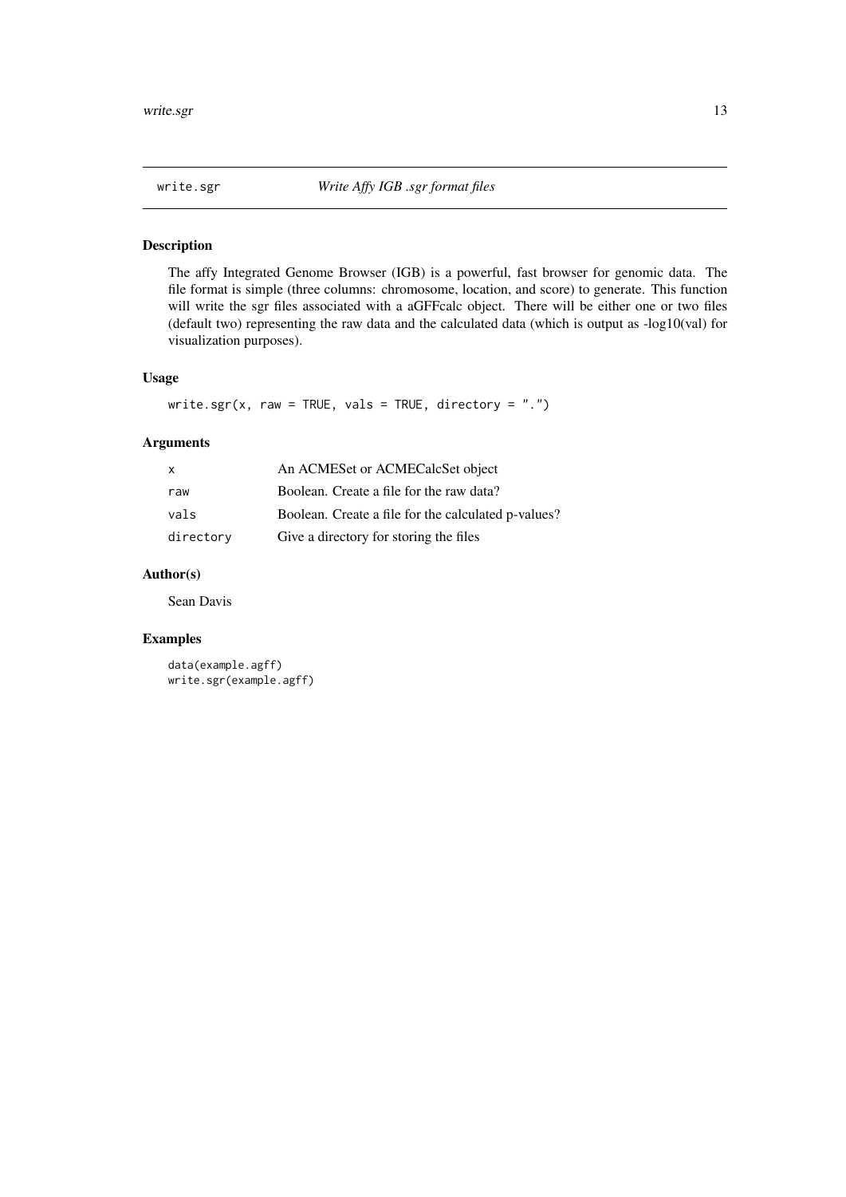# write.sgr — *Write Affy IGB .sgr format files*

## Description

The affy Integrated Genome Browser (IGB) is a powerful, fast browser for genomic data. The file format is simple (three columns: chromosome, location, and score) to generate. This function will write the sgr files associated with a aGFFcalc object. There will be either one or two files (default two) representing the raw data and the calculated data (which is output as -log10(val) for visualization purposes).

## Usage

```
write.sgr(x, raw = TRUE, vals = TRUE, directory = ".")
```

## Arguments

| | |
|---|---|
| `x` | An ACMESet or ACMECalcSet object |
| `raw` | Boolean. Create a file for the raw data? |
| `vals` | Boolean. Create a file for the calculated p-values? |
| `directory` | Give a directory for storing the files |

## Author(s)

Sean Davis

## Examples

```
data(example.agff)
write.sgr(example.agff)
```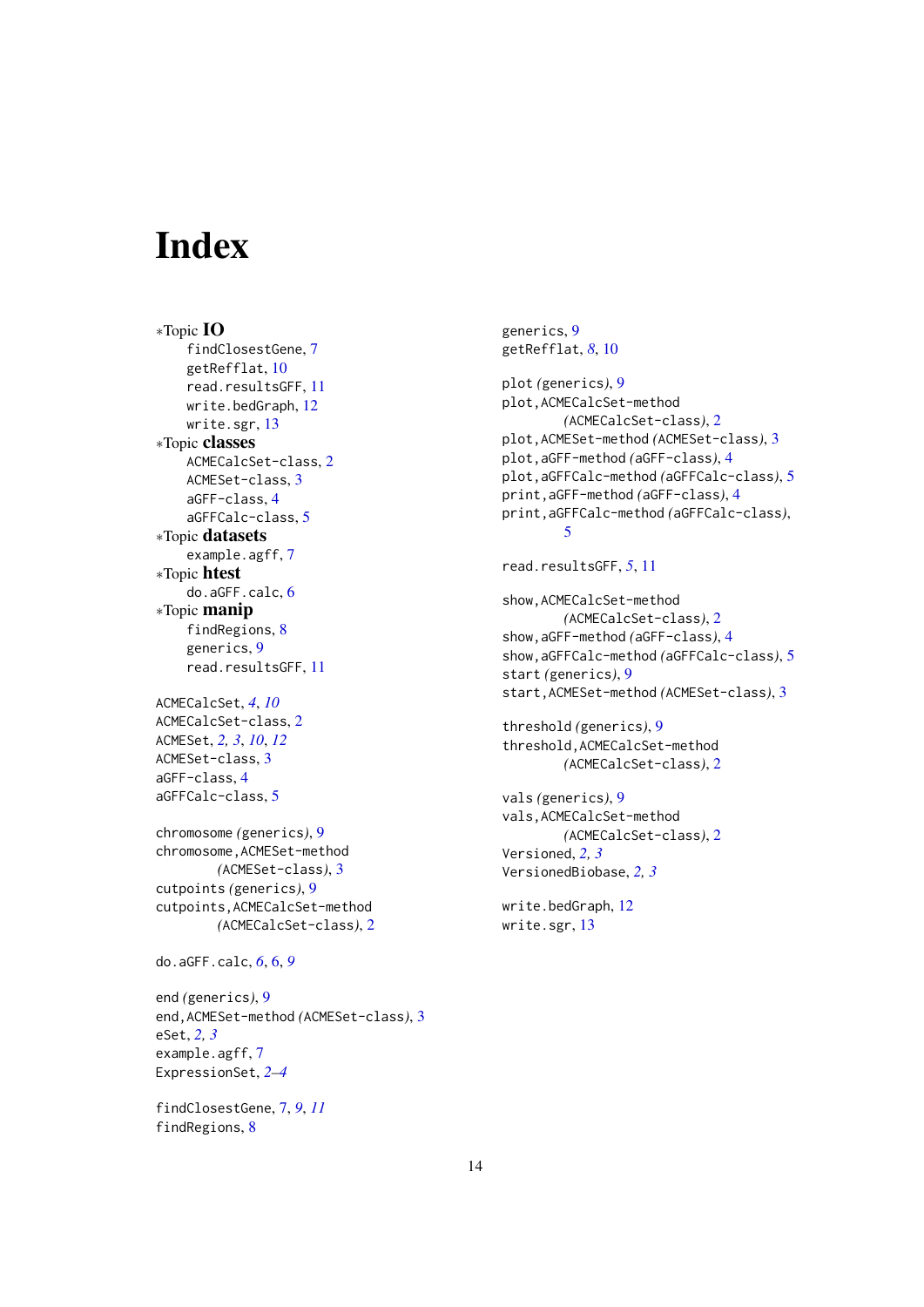# Index

∗Topic **IO**
findClosestGene, 7
getRefflat, 10
read.resultsGFF, 11
write.bedGraph, 12
write.sgr, 13

∗Topic **classes**
ACMECalcSet-class, 2
ACMESet-class, 3
aGFF-class, 4
aGFFCalc-class, 5

∗Topic **datasets**
example.agff, 7

∗Topic **htest**
do.aGFF.calc, 6

∗Topic **manip**
findRegions, 8
generics, 9
read.resultsGFF, 11

ACMECalcSet, *4*, *10*
ACMECalcSet-class, 2
ACMESet, *2*, *3*, *10*, *12*
ACMESet-class, 3
aGFF-class, 4
aGFFCalc-class, 5

chromosome *(generics)*, 9
chromosome,ACMESet-method *(ACMESet-class)*, 3
cutpoints *(generics)*, 9
cutpoints,ACMECalcSet-method *(ACMECalcSet-class)*, 2

do.aGFF.calc, *6*, 6, *9*

end *(generics)*, 9
end,ACMESet-method *(ACMESet-class)*, 3
eSet, *2, 3*
example.agff, 7
ExpressionSet, *2–4*

findClosestGene, 7, *9*, *11*
findRegions, 8

generics, 9
getRefflat, *8*, 10

plot *(generics)*, 9
plot,ACMECalcSet-method *(ACMECalcSet-class)*, 2
plot,ACMESet-method *(ACMESet-class)*, 3
plot,aGFF-method *(aGFF-class)*, 4
plot,aGFFCalc-method *(aGFFCalc-class)*, 5
print,aGFF-method *(aGFF-class)*, 4
print,aGFFCalc-method *(aGFFCalc-class)*, 5

read.resultsGFF, *5*, 11

show,ACMECalcSet-method *(ACMECalcSet-class)*, 2
show,aGFF-method *(aGFF-class)*, 4
show,aGFFCalc-method *(aGFFCalc-class)*, 5
start *(generics)*, 9
start,ACMESet-method *(ACMESet-class)*, 3

threshold *(generics)*, 9
threshold,ACMECalcSet-method *(ACMECalcSet-class)*, 2

vals *(generics)*, 9
vals,ACMECalcSet-method *(ACMECalcSet-class)*, 2
Versioned, *2, 3*
VersionedBiobase, *2, 3*

write.bedGraph, 12
write.sgr, 13